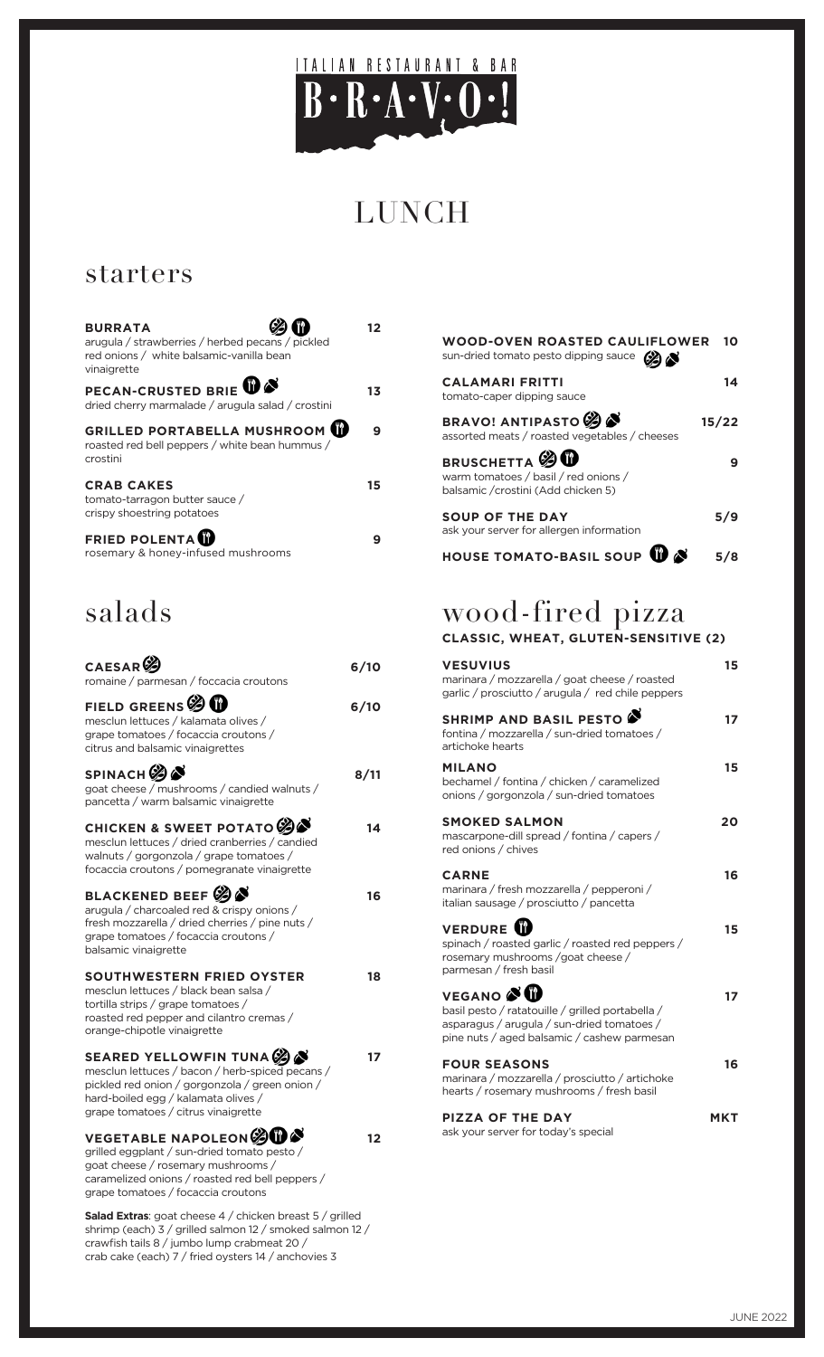ITALIAN RESTAURANT & BAR

# B·R·A·V·O·!

# LUNCH

## starters

**BURRATA** — 12
arugula / strawberries / herbed pecans / pickled red onions / white balsamic-vanilla bean vinaigrette

**PECAN-CRUSTED BRIE** — 13
dried cherry marmalade / arugula salad / crostini

**GRILLED PORTABELLA MUSHROOM** — 9
roasted red bell peppers / white bean hummus / crostini

**CRAB CAKES** — 15
tomato-tarragon butter sauce / crispy shoestring potatoes

**FRIED POLENTA** — 9
rosemary & honey-infused mushrooms

**WOOD-OVEN ROASTED CAULIFLOWER** — 10
sun-dried tomato pesto dipping sauce

**CALAMARI FRITTI** — 14
tomato-caper dipping sauce

**BRAVO! ANTIPASTO** — 15/22
assorted meats / roasted vegetables / cheeses

**BRUSCHETTA** — 9
warm tomatoes / basil / red onions / balsamic /crostini (Add chicken 5)

**SOUP OF THE DAY** — 5/9
ask your server for allergen information

**HOUSE TOMATO-BASIL SOUP** — 5/8

## salads

**CAESAR** — 6/10
romaine / parmesan / foccacia croutons

**FIELD GREENS** — 6/10
mesclun lettuces / kalamata olives / grape tomatoes / focaccia croutons / citrus and balsamic vinaigrettes

**SPINACH** — 8/11
goat cheese / mushrooms / candied walnuts / pancetta / warm balsamic vinaigrette

**CHICKEN & SWEET POTATO** — 14
mesclun lettuces / dried cranberries / candied walnuts / gorgonzola / grape tomatoes / focaccia croutons / pomegranate vinaigrette

**BLACKENED BEEF** — 16
arugula / charcoaled red & crispy onions / fresh mozzarella / dried cherries / pine nuts / grape tomatoes / focaccia croutons / balsamic vinaigrette

**SOUTHWESTERN FRIED OYSTER** — 18
mesclun lettuces / black bean salsa / tortilla strips / grape tomatoes / roasted red pepper and cilantro cremas / orange-chipotle vinaigrette

**SEARED YELLOWFIN TUNA** — 17
mesclun lettuces / bacon / herb-spiced pecans / pickled red onion / gorgonzola / green onion / hard-boiled egg / kalamata olives / grape tomatoes / citrus vinaigrette

**VEGETABLE NAPOLEON** — 12
grilled eggplant / sun-dried tomato pesto / goat cheese / rosemary mushrooms / caramelized onions / roasted red bell peppers / grape tomatoes / focaccia croutons

**Salad Extras**: goat cheese 4 / chicken breast 5 / grilled shrimp (each) 3 / grilled salmon 12 / smoked salmon 12 / crawfish tails 8 / jumbo lump crabmeat 20 / crab cake (each) 7 / fried oysters 14 / anchovies 3

## wood-fired pizza

**CLASSIC, WHEAT, GLUTEN-SENSITIVE (2)**

**VESUVIUS** — 15
marinara / mozzarella / goat cheese / roasted garlic / prosciutto / arugula / red chile peppers

**SHRIMP AND BASIL PESTO** — 17
fontina / mozzarella / sun-dried tomatoes / artichoke hearts

**MILANO** — 15
bechamel / fontina / chicken / caramelized onions / gorgonzola / sun-dried tomatoes

**SMOKED SALMON** — 20
mascarpone-dill spread / fontina / capers / red onions / chives

**CARNE** — 16
marinara / fresh mozzarella / pepperoni / italian sausage / prosciutto / pancetta

**VERDURE** — 15
spinach / roasted garlic / roasted red peppers / rosemary mushrooms /goat cheese / parmesan / fresh basil

**VEGANO** — 17
basil pesto / ratatouille / grilled portabella / asparagus / arugula / sun-dried tomatoes / pine nuts / aged balsamic / cashew parmesan

**FOUR SEASONS** — 16
marinara / mozzarella / prosciutto / artichoke hearts / rosemary mushrooms / fresh basil

**PIZZA OF THE DAY** — MKT
ask your server for today's special

JUNE 2022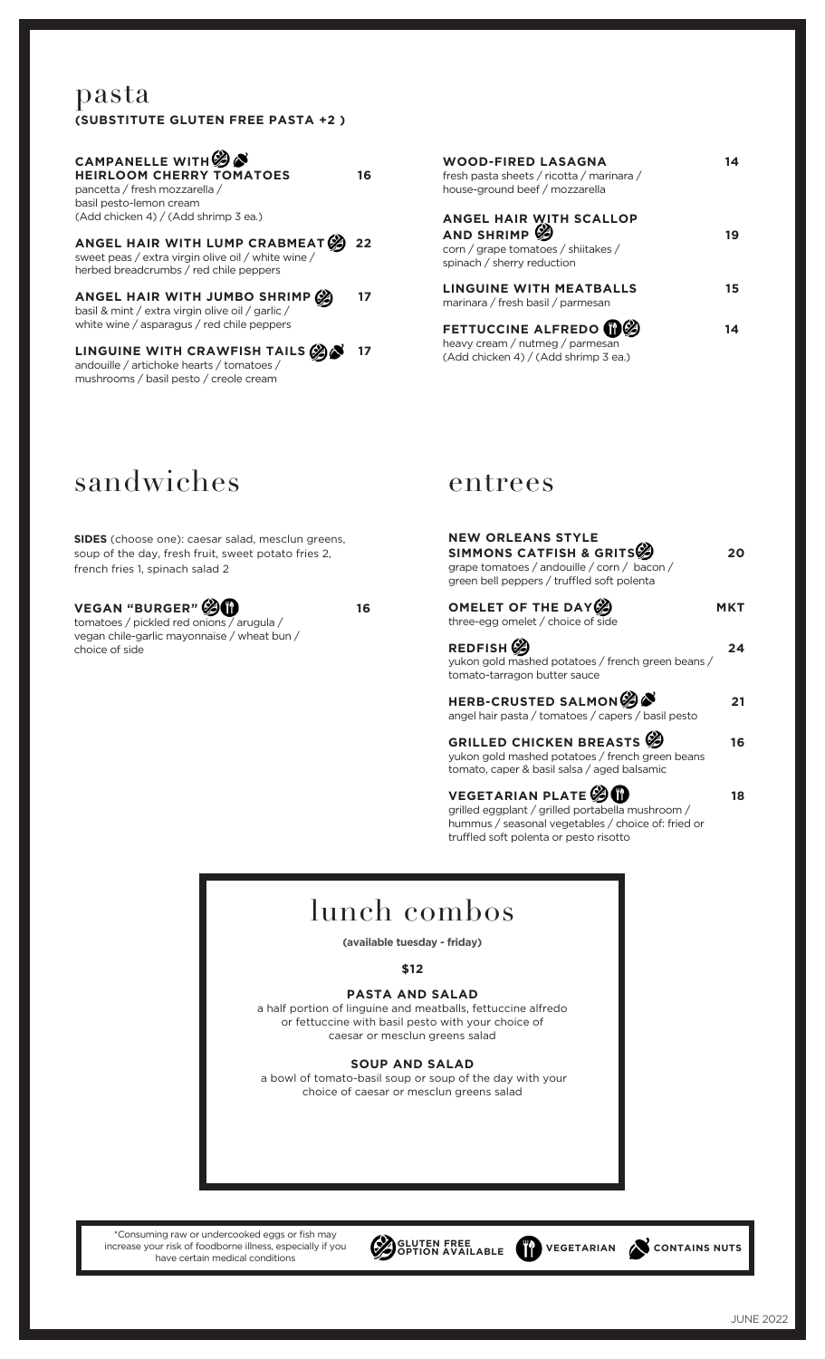# pasta

**(SUBSTITUTE GLUTEN FREE PASTA +2 )**

**CAMPANELLE WITH HEIRLOOM CHERRY TOMATOES** 16
pancetta / fresh mozzarella / basil pesto-lemon cream
(Add chicken 4) / (Add shrimp 3 ea.)

**ANGEL HAIR WITH LUMP CRABMEAT** 22
sweet peas / extra virgin olive oil / white wine / herbed breadcrumbs / red chile peppers

**ANGEL HAIR WITH JUMBO SHRIMP** 17
basil & mint / extra virgin olive oil / garlic / white wine / asparagus / red chile peppers

**LINGUINE WITH CRAWFISH TAILS** 17
andouille / artichoke hearts / tomatoes / mushrooms / basil pesto / creole cream

**WOOD-FIRED LASAGNA** 14
fresh pasta sheets / ricotta / marinara / house-ground beef / mozzarella

**ANGEL HAIR WITH SCALLOP AND SHRIMP** 19
corn / grape tomatoes / shiitakes / spinach / sherry reduction

**LINGUINE WITH MEATBALLS** 15
marinara / fresh basil / parmesan

**FETTUCCINE ALFREDO** 14
heavy cream / nutmeg / parmesan
(Add chicken 4) / (Add shrimp 3 ea.)

# sandwiches

**SIDES** (choose one): caesar salad, mesclun greens, soup of the day, fresh fruit, sweet potato fries 2, french fries 1, spinach salad 2

**VEGAN "BURGER"** 16
tomatoes / pickled red onions / arugula / vegan chile-garlic mayonnaise / wheat bun / choice of side

# entrees

**NEW ORLEANS STYLE SIMMONS CATFISH & GRITS** 20
grape tomatoes / andouille / corn / bacon / green bell peppers / truffled soft polenta

**OMELET OF THE DAY** MKT
three-egg omelet / choice of side

**REDFISH** 24
yukon gold mashed potatoes / french green beans / tomato-tarragon butter sauce

**HERB-CRUSTED SALMON** 21
angel hair pasta / tomatoes / capers / basil pesto

**GRILLED CHICKEN BREASTS** 16
yukon gold mashed potatoes / french green beans tomato, caper & basil salsa / aged balsamic

**VEGETARIAN PLATE** 18
grilled eggplant / grilled portabella mushroom / hummus / seasonal vegetables / choice of: fried or truffled soft polenta or pesto risotto

# lunch combos

**(available tuesday - friday)**

**$12**

**PASTA AND SALAD**
a half portion of linguine and meatballs, fettuccine alfredo or fettuccine with basil pesto with your choice of caesar or mesclun greens salad

**SOUP AND SALAD**
a bowl of tomato-basil soup or soup of the day with your choice of caesar or mesclun greens salad

*Consuming raw or undercooked eggs or fish may increase your risk of foodborne illness, especially if you have certain medical conditions

GLUTEN FREE OPTION AVAILABLE — VEGETARIAN — CONTAINS NUTS

JUNE 2022